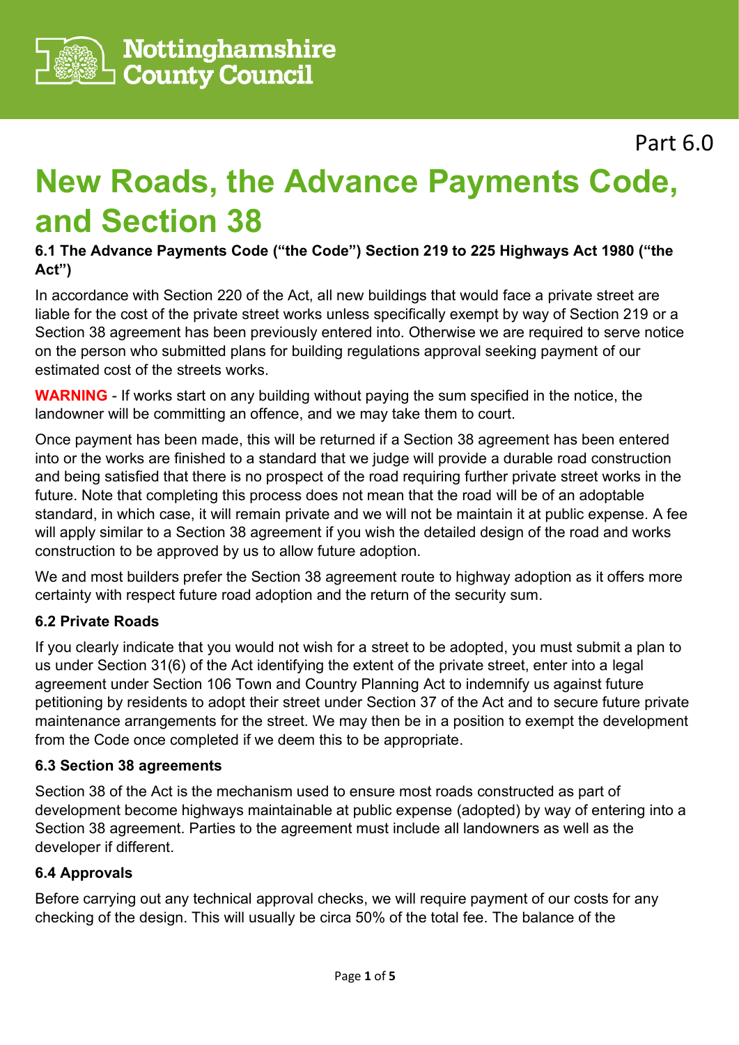Nottinghamshire County Council

Part 6.0

# New Roads, the Advance Payments Code, and Section 38

### 6.1 The Advance Payments Code ("the Code") Section 219 to 225 Highways Act 1980 ("the Act")

In accordance with Section 220 of the Act, all new buildings that would face a private street are liable for the cost of the private street works unless specifically exempt by way of Section 219 or a Section 38 agreement has been previously entered into. Otherwise we are required to serve notice on the person who submitted plans for building regulations approval seeking payment of our estimated cost of the streets works.

**WARNING** - If works start on any building without paying the sum specified in the notice, the landowner will be committing an offence, and we may take them to court.

Once payment has been made, this will be returned if a Section 38 agreement has been entered into or the works are finished to a standard that we judge will provide a durable road construction and being satisfied that there is no prospect of the road requiring further private street works in the future. Note that completing this process does not mean that the road will be of an adoptable standard, in which case, it will remain private and we will not be maintain it at public expense. A fee will apply similar to a Section 38 agreement if you wish the detailed design of the road and works construction to be approved by us to allow future adoption.

We and most builders prefer the Section 38 agreement route to highway adoption as it offers more certainty with respect future road adoption and the return of the security sum.

### 6.2 Private Roads

If you clearly indicate that you would not wish for a street to be adopted, you must submit a plan to us under Section 31(6) of the Act identifying the extent of the private street, enter into a legal agreement under Section 106 Town and Country Planning Act to indemnify us against future petitioning by residents to adopt their street under Section 37 of the Act and to secure future private maintenance arrangements for the street. We may then be in a position to exempt the development from the Code once completed if we deem this to be appropriate.

### 6.3 Section 38 agreements

Section 38 of the Act is the mechanism used to ensure most roads constructed as part of development become highways maintainable at public expense (adopted) by way of entering into a Section 38 agreement. Parties to the agreement must include all landowners as well as the developer if different.

### 6.4 Approvals

Before carrying out any technical approval checks, we will require payment of our costs for any checking of the design. This will usually be circa 50% of the total fee. The balance of the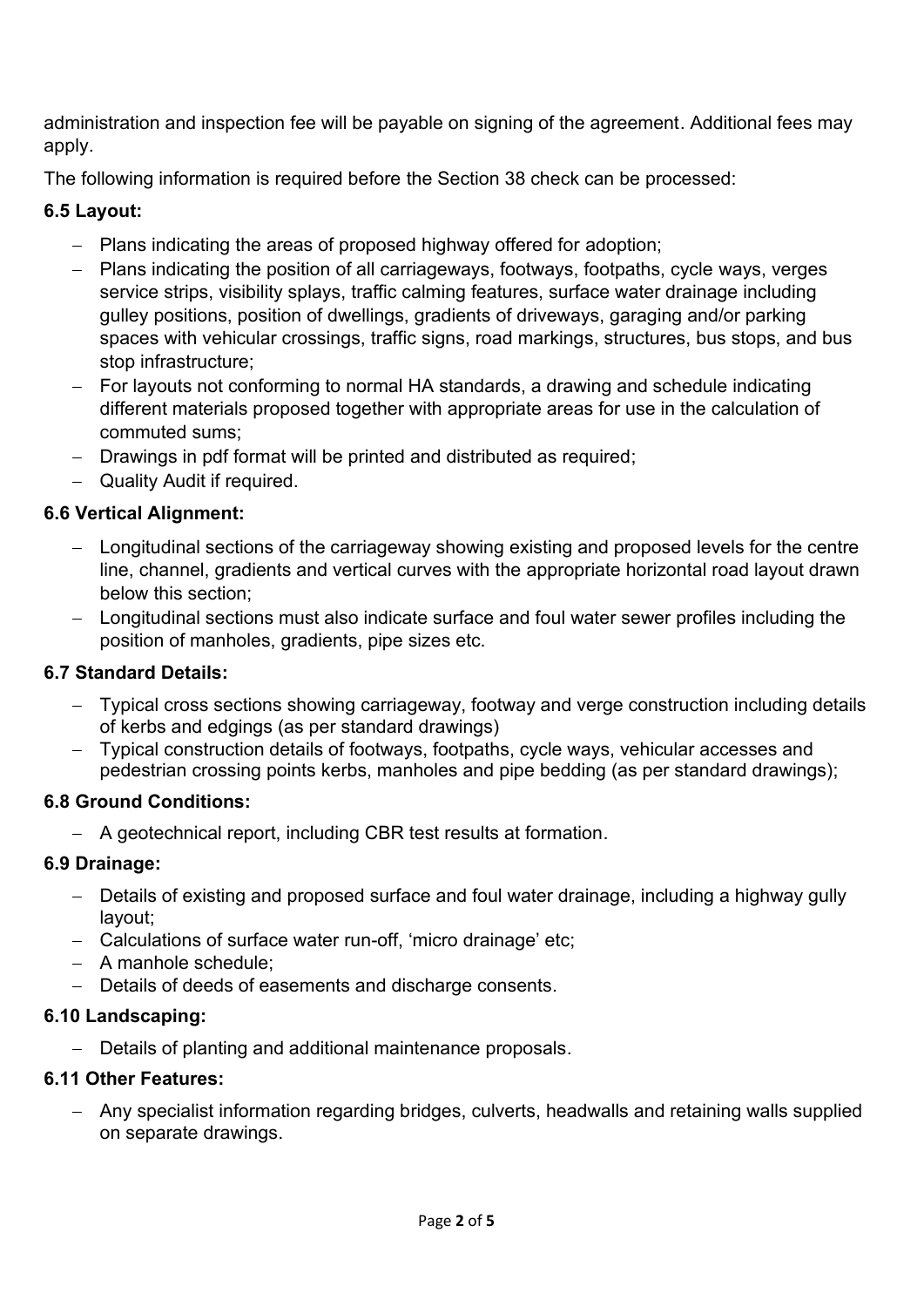administration and inspection fee will be payable on signing of the agreement. Additional fees may apply.

The following information is required before the Section 38 check can be processed:

### 6.5 Layout:

- Plans indicating the areas of proposed highway offered for adoption;
- Plans indicating the position of all carriageways, footways, footpaths, cycle ways, verges service strips, visibility splays, traffic calming features, surface water drainage including gulley positions, position of dwellings, gradients of driveways, garaging and/or parking spaces with vehicular crossings, traffic signs, road markings, structures, bus stops, and bus stop infrastructure;
- For layouts not conforming to normal HA standards, a drawing and schedule indicating different materials proposed together with appropriate areas for use in the calculation of commuted sums;
- Drawings in pdf format will be printed and distributed as required;
- Quality Audit if required.

### 6.6 Vertical Alignment:

- Longitudinal sections of the carriageway showing existing and proposed levels for the centre line, channel, gradients and vertical curves with the appropriate horizontal road layout drawn below this section;
- Longitudinal sections must also indicate surface and foul water sewer profiles including the position of manholes, gradients, pipe sizes etc.

### 6.7 Standard Details:

- Typical cross sections showing carriageway, footway and verge construction including details of kerbs and edgings (as per standard drawings)
- Typical construction details of footways, footpaths, cycle ways, vehicular accesses and pedestrian crossing points kerbs, manholes and pipe bedding (as per standard drawings);

### 6.8 Ground Conditions:

- A geotechnical report, including CBR test results at formation.

### 6.9 Drainage:

- Details of existing and proposed surface and foul water drainage, including a highway gully layout;
- Calculations of surface water run-off, 'micro drainage' etc;
- A manhole schedule;
- Details of deeds of easements and discharge consents.

### 6.10 Landscaping:

- Details of planting and additional maintenance proposals.

### 6.11 Other Features:

- Any specialist information regarding bridges, culverts, headwalls and retaining walls supplied on separate drawings.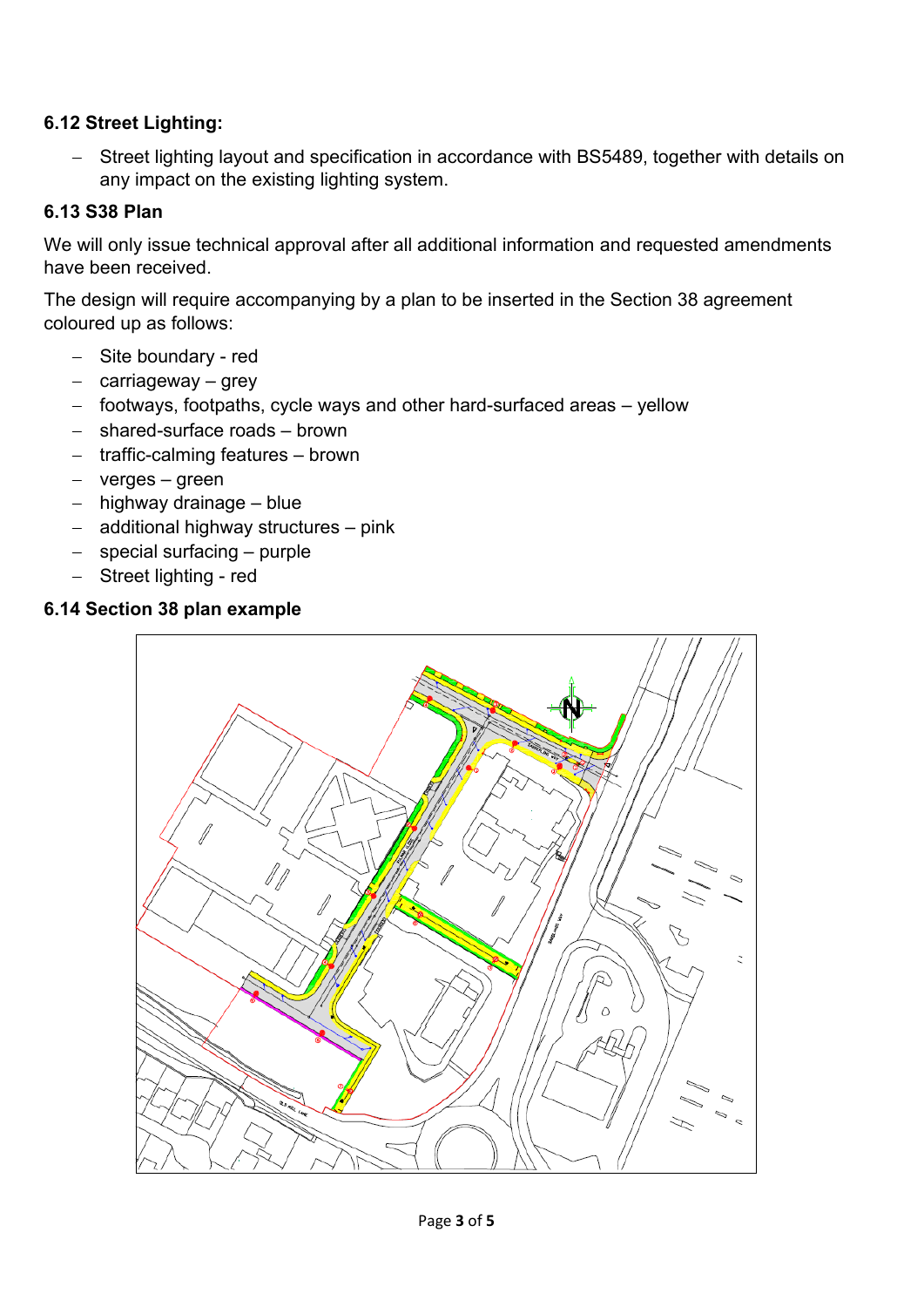### 6.12 Street Lighting:

- Street lighting layout and specification in accordance with BS5489, together with details on any impact on the existing lighting system.

### 6.13 S38 Plan

We will only issue technical approval after all additional information and requested amendments have been received.

The design will require accompanying by a plan to be inserted in the Section 38 agreement coloured up as follows:

- Site boundary - red
- carriageway – grey
- footways, footpaths, cycle ways and other hard-surfaced areas – yellow
- shared-surface roads – brown
- traffic-calming features – brown
- verges – green
- highway drainage – blue
- additional highway structures – pink
- special surfacing – purple
- Street lighting - red

### 6.14 Section 38 plan example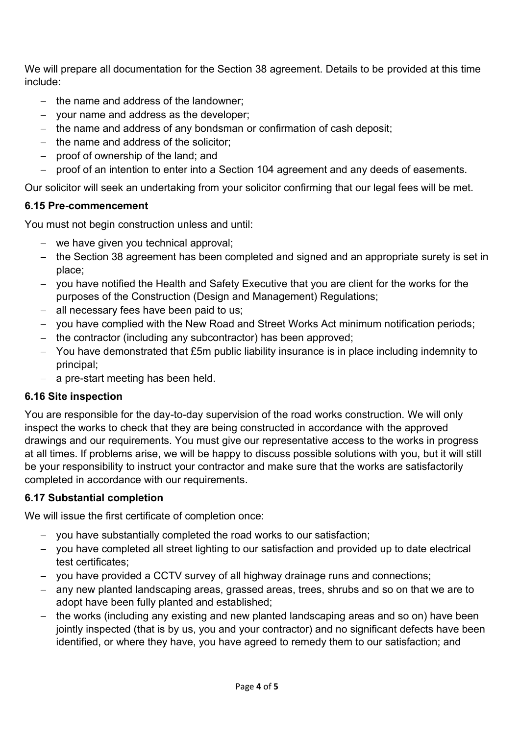We will prepare all documentation for the Section 38 agreement. Details to be provided at this time include:

- the name and address of the landowner;
- your name and address as the developer;
- the name and address of any bondsman or confirmation of cash deposit;
- the name and address of the solicitor;
- proof of ownership of the land; and
- proof of an intention to enter into a Section 104 agreement and any deeds of easements.

Our solicitor will seek an undertaking from your solicitor confirming that our legal fees will be met.

### 6.15 Pre-commencement

You must not begin construction unless and until:

- we have given you technical approval;
- the Section 38 agreement has been completed and signed and an appropriate surety is set in place;
- you have notified the Health and Safety Executive that you are client for the works for the purposes of the Construction (Design and Management) Regulations;
- all necessary fees have been paid to us;
- you have complied with the New Road and Street Works Act minimum notification periods;
- the contractor (including any subcontractor) has been approved;
- You have demonstrated that £5m public liability insurance is in place including indemnity to principal;
- a pre-start meeting has been held.

### 6.16 Site inspection

You are responsible for the day-to-day supervision of the road works construction. We will only inspect the works to check that they are being constructed in accordance with the approved drawings and our requirements. You must give our representative access to the works in progress at all times. If problems arise, we will be happy to discuss possible solutions with you, but it will still be your responsibility to instruct your contractor and make sure that the works are satisfactorily completed in accordance with our requirements.

### 6.17 Substantial completion

We will issue the first certificate of completion once:

- you have substantially completed the road works to our satisfaction;
- you have completed all street lighting to our satisfaction and provided up to date electrical test certificates;
- you have provided a CCTV survey of all highway drainage runs and connections;
- any new planted landscaping areas, grassed areas, trees, shrubs and so on that we are to adopt have been fully planted and established;
- the works (including any existing and new planted landscaping areas and so on) have been jointly inspected (that is by us, you and your contractor) and no significant defects have been identified, or where they have, you have agreed to remedy them to our satisfaction; and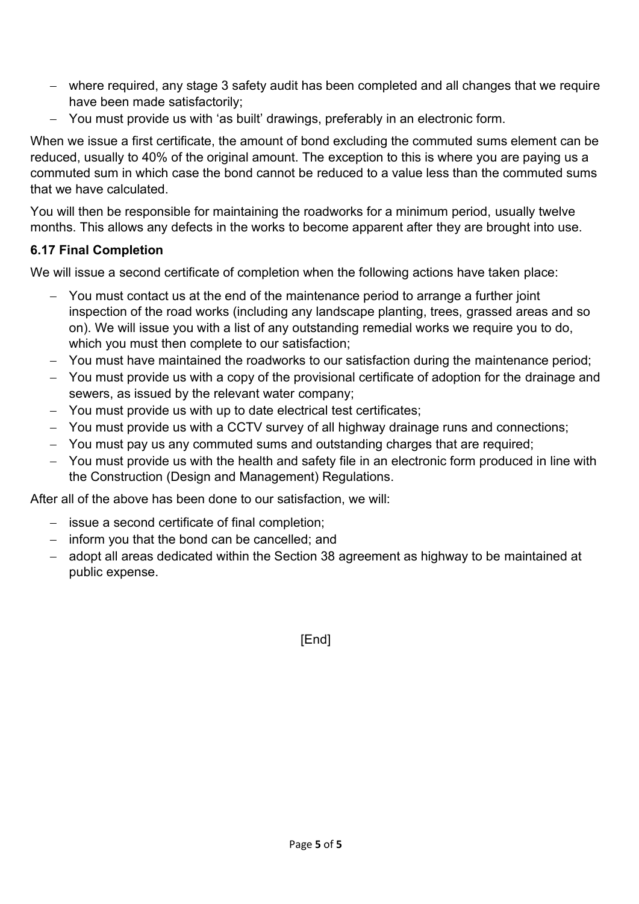- where required, any stage 3 safety audit has been completed and all changes that we require have been made satisfactorily;
- You must provide us with 'as built' drawings, preferably in an electronic form.

When we issue a first certificate, the amount of bond excluding the commuted sums element can be reduced, usually to 40% of the original amount. The exception to this is where you are paying us a commuted sum in which case the bond cannot be reduced to a value less than the commuted sums that we have calculated.

You will then be responsible for maintaining the roadworks for a minimum period, usually twelve months. This allows any defects in the works to become apparent after they are brought into use.

### 6.17 Final Completion

We will issue a second certificate of completion when the following actions have taken place:

- You must contact us at the end of the maintenance period to arrange a further joint inspection of the road works (including any landscape planting, trees, grassed areas and so on). We will issue you with a list of any outstanding remedial works we require you to do, which you must then complete to our satisfaction;
- You must have maintained the roadworks to our satisfaction during the maintenance period;
- You must provide us with a copy of the provisional certificate of adoption for the drainage and sewers, as issued by the relevant water company;
- You must provide us with up to date electrical test certificates;
- You must provide us with a CCTV survey of all highway drainage runs and connections;
- You must pay us any commuted sums and outstanding charges that are required;
- You must provide us with the health and safety file in an electronic form produced in line with the Construction (Design and Management) Regulations.

After all of the above has been done to our satisfaction, we will:

- issue a second certificate of final completion;
- inform you that the bond can be cancelled; and
- adopt all areas dedicated within the Section 38 agreement as highway to be maintained at public expense.

[End]